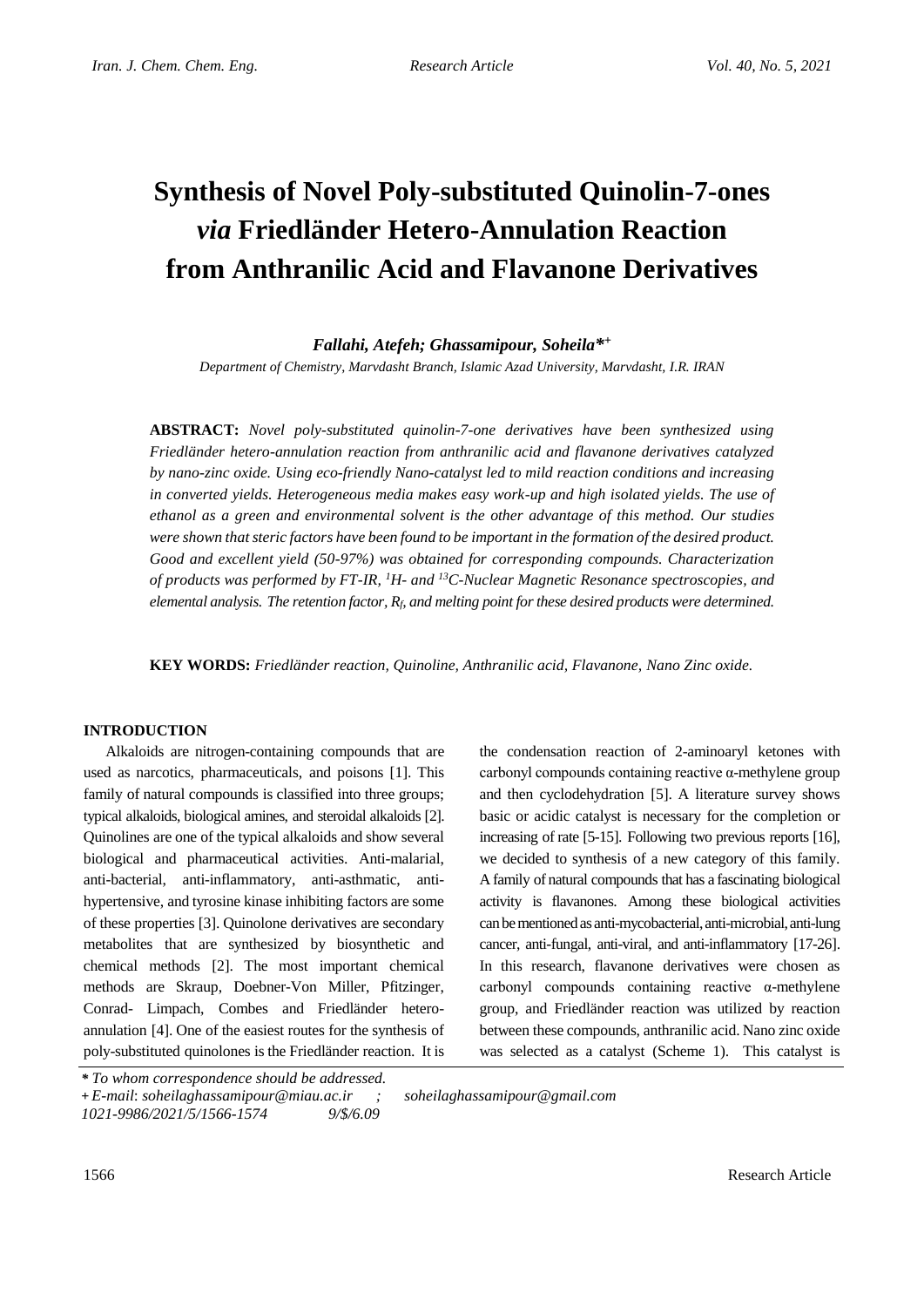# Synthesis of Novel Poly-substituted Quinolin-7-ones *via* Friedländer Hetero-Annulation Reaction from Anthranilic Acid and Flavanone Derivatives

***Fallahi, Atefeh; Ghassamipour, Soheila**[*+]*

*Department of Chemistry, Marvdasht Branch, Islamic Azad University, Marvdasht, I.R. IRAN*

**ABSTRACT:** *Novel poly-substituted quinolin-7-one derivatives have been synthesized using Friedländer hetero-annulation reaction from anthranilic acid and flavanone derivatives catalyzed by nano-zinc oxide. Using eco-friendly Nano-catalyst led to mild reaction conditions and increasing in converted yields. Heterogeneous media makes easy work-up and high isolated yields. The use of ethanol as a green and environmental solvent is the other advantage of this method. Our studies were shown that steric factors have been found to be important in the formation of the desired product. Good and excellent yield (50-97%) was obtained for corresponding compounds. Characterization of products was performed by FT-IR, $^1H$- and $^{13}C$-Nuclear Magnetic Resonance spectroscopies, and elemental analysis. The retention factor, $R_f$, and melting point for these desired products were determined.*

**KEY WORDS:** *Friedländer reaction, Quinoline, Anthranilic acid, Flavanone, Nano Zinc oxide.*

## INTRODUCTION

Alkaloids are nitrogen-containing compounds that are used as narcotics, pharmaceuticals, and poisons [1]. This family of natural compounds is classified into three groups; typical alkaloids, biological amines, and steroidal alkaloids [2]. Quinolines are one of the typical alkaloids and show several biological and pharmaceutical activities. Anti-malarial, anti-bacterial, anti-inflammatory, anti-asthmatic, anti-hypertensive, and tyrosine kinase inhibiting factors are some of these properties [3]. Quinolone derivatives are secondary metabolites that are synthesized by biosynthetic and chemical methods [2]. The most important chemical methods are Skraup, Doebner-Von Miller, Pfitzinger, Conrad- Limpach, Combes and Friedländer hetero-annulation [4]. One of the easiest routes for the synthesis of poly-substituted quinolones is the Friedländer reaction. It is the condensation reaction of 2-aminoaryl ketones with carbonyl compounds containing reactive α-methylene group and then cyclodehydration [5]. A literature survey shows basic or acidic catalyst is necessary for the completion or increasing of rate [5-15]. Following two previous reports [16], we decided to synthesis of a new category of this family. A family of natural compounds that has a fascinating biological activity is flavanones. Among these biological activities can be mentioned as anti-mycobacterial, anti-microbial, anti-lung cancer, anti-fungal, anti-viral, and anti-inflammatory [17-26]. In this research, flavanone derivatives were chosen as carbonyl compounds containing reactive α-methylene group, and Friedländer reaction was utilized by reaction between these compounds, anthranilic acid. Nano zinc oxide was selected as a catalyst (Scheme 1). This catalyst is

\* *To whom correspondence should be addressed.*
\+ *E-mail: soheilaghassamipour@miau.ac.ir ; soheilaghassamipour@gmail.com*
*1021-9986/2021/5/1566-1574 9/\$/6.09*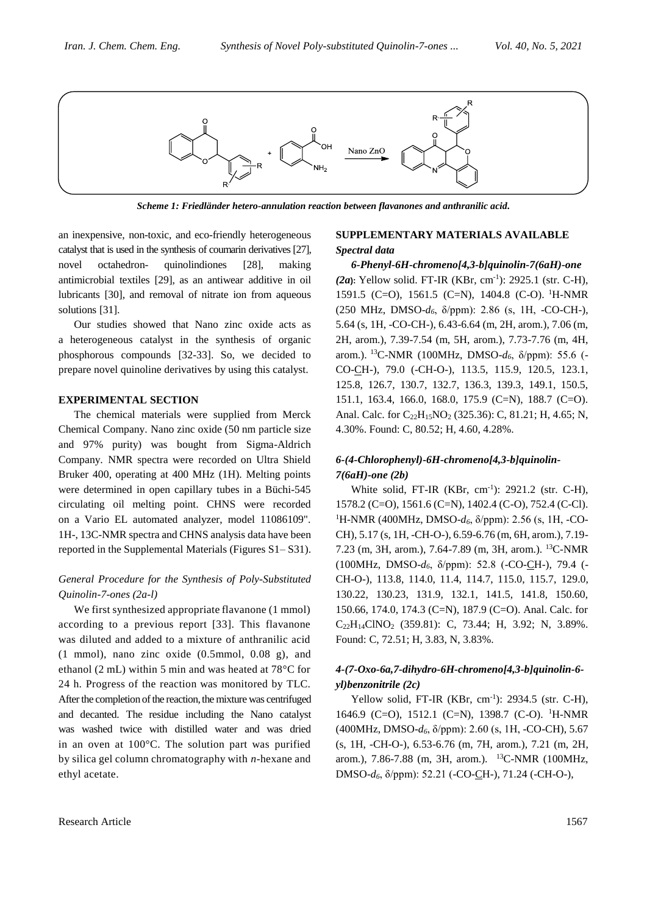Scheme 1: Friedländer hetero-annulation reaction between flavanones and anthranilic acid.

an inexpensive, non-toxic, and eco-friendly heterogeneous catalyst that is used in the synthesis of coumarin derivatives [27], novel octahedron- quinolindiones [28], making antimicrobial textiles [29], as an antiwear additive in oil lubricants [30], and removal of nitrate ion from aqueous solutions [31].

Our studies showed that Nano zinc oxide acts as a heterogeneous catalyst in the synthesis of organic phosphorous compounds [32-33]. So, we decided to prepare novel quinoline derivatives by using this catalyst.

## EXPERIMENTAL SECTION

The chemical materials were supplied from Merck Chemical Company. Nano zinc oxide (50 nm particle size and 97% purity) was bought from Sigma-Aldrich Company. NMR spectra were recorded on Ultra Shield Bruker 400, operating at 400 MHz (1H). Melting points were determined in open capillary tubes in a Büchi-545 circulating oil melting point. CHNS were recorded on a Vario EL automated analyzer, model 11086109". 1H-, 13C-NMR spectra and CHNS analysis data have been reported in the Supplemental Materials (Figures S1– S31).

### *General Procedure for the Synthesis of Poly-Substituted Quinolin-7-ones (2a-l)*

We first synthesized appropriate flavanone (1 mmol) according to a previous report [33]. This flavanone was diluted and added to a mixture of anthranilic acid (1 mmol), nano zinc oxide (0.5mmol, 0.08 g), and ethanol (2 mL) within 5 min and was heated at 78°C for 24 h. Progress of the reaction was monitored by TLC. After the completion of the reaction, the mixture was centrifuged and decanted. The residue including the Nano catalyst was washed twice with distilled water and was dried in an oven at 100°C. The solution part was purified by silica gel column chromatography with *n*-hexane and ethyl acetate.

## SUPPLEMENTARY MATERIALS AVAILABLE

### *Spectral data*

***6-Phenyl-6H-chromeno[4,3-b]quinolin-7(6aH)-one (2a)***: Yellow solid. FT-IR (KBr, $cm^{-1}$): 2925.1 (str. C-H), 1591.5 (C=O), 1561.5 (C=N), 1404.8 (C-O). $^1$H-NMR (250 MHz, DMSO-$d_6$, δ/ppm): 2.86 (s, 1H, -CO-CH-), 5.64 (s, 1H, -CO-CH-), 6.43-6.64 (m, 2H, arom.), 7.06 (m, 2H, arom.), 7.39-7.54 (m, 5H, arom.), 7.73-7.76 (m, 4H, arom.). $^{13}$C-NMR (100MHz, DMSO-$d_6$, δ/ppm): 55.6 (-CO-<u>C</u>H-), 79.0 (-CH-O-), 113.5, 115.9, 120.5, 123.1, 125.8, 126.7, 130.7, 132.7, 136.3, 139.3, 149.1, 150.5, 151.1, 163.4, 166.0, 168.0, 175.9 (C=N), 188.7 (C=O). Anal. Calc. for $C_{22}H_{15}NO_2$ (325.36): C, 81.21; H, 4.65; N, 4.30%. Found: C, 80.52; H, 4.60, 4.28%.

### *6-(4-Chlorophenyl)-6H-chromeno[4,3-b]quinolin-7(6aH)-one (2b)*

White solid, FT-IR (KBr, $cm^{-1}$): 2921.2 (str. C-H), 1578.2 (C=O), 1561.6 (C=N), 1402.4 (C-O), 752.4 (C-Cl). $^1$H-NMR (400MHz, DMSO-$d_6$, δ/ppm): 2.56 (s, 1H, -CO-CH), 5.17 (s, 1H, -CH-O-), 6.59-6.76 (m, 6H, arom.), 7.19-7.23 (m, 3H, arom.), 7.64-7.89 (m, 3H, arom.). $^{13}$C-NMR (100MHz, DMSO-$d_6$, δ/ppm): 52.8 (-CO-<u>C</u>H-), 79.4 (-CH-O-), 113.8, 114.0, 11.4, 114.7, 115.0, 115.7, 129.0, 130.22, 130.23, 131.9, 132.1, 141.5, 141.8, 150.60, 150.66, 174.0, 174.3 (C=N), 187.9 (C=O). Anal. Calc. for $C_{22}H_{14}ClNO_2$ (359.81): C, 73.44; H, 3.92; N, 3.89%. Found: C, 72.51; H, 3.83, N, 3.83%.

### *4-(7-Oxo-6a,7-dihydro-6H-chromeno[4,3-b]quinolin-6-yl)benzonitrile (2c)*

Yellow solid, FT-IR (KBr, $cm^{-1}$): 2934.5 (str. C-H), 1646.9 (C=O), 1512.1 (C=N), 1398.7 (C-O). $^1$H-NMR (400MHz, DMSO-$d_6$, δ/ppm): 2.60 (s, 1H, -CO-CH), 5.67 (s, 1H, -CH-O-), 6.53-6.76 (m, 7H, arom.), 7.21 (m, 2H, arom.), 7.86-7.88 (m, 3H, arom.). $^{13}$C-NMR (100MHz, DMSO-$d_6$, δ/ppm): 52.21 (-CO-<u>C</u>H-), 71.24 (-CH-O-),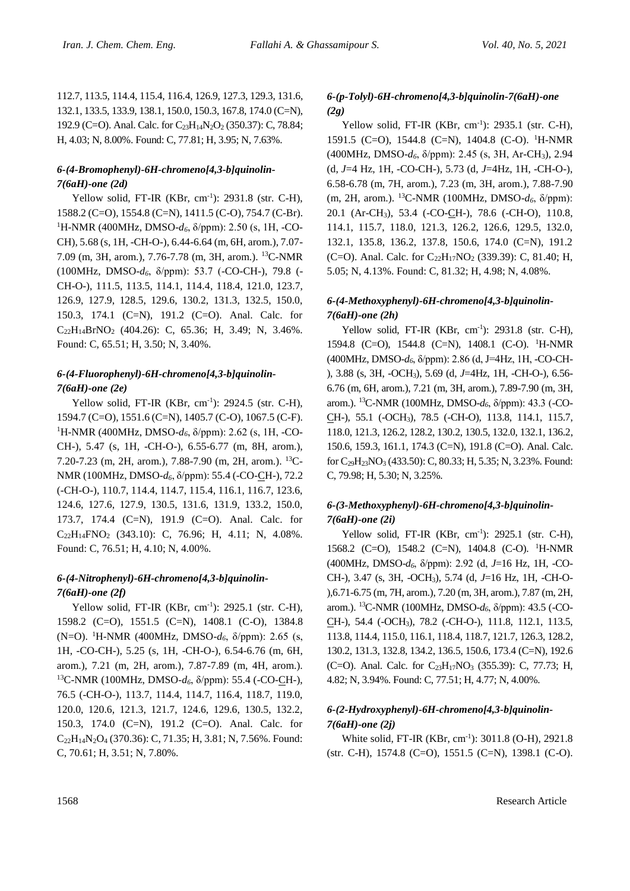112.7, 113.5, 114.4, 115.4, 116.4, 126.9, 127.3, 129.3, 131.6, 132.1, 133.5, 133.9, 138.1, 150.0, 150.3, 167.8, 174.0 (C=N), 192.9 (C=O). Anal. Calc. for $C_{23}H_{14}N_2O_2$ (350.37): C, 78.84; H, 4.03; N, 8.00%. Found: C, 77.81; H, 3.95; N, 7.63%.

### *6-(4-Bromophenyl)-6H-chromeno[4,3-b]quinolin-7(6aH)-one (2d)*

Yellow solid, FT-IR (KBr, $cm^{-1}$): 2931.8 (str. C-H), 1588.2 (C=O), 1554.8 (C=N), 1411.5 (C-O), 754.7 (C-Br). $^1$H-NMR (400MHz, DMSO-$d_6$, δ/ppm): 2.50 (s, 1H, -CO-CH), 5.68 (s, 1H, -CH-O-), 6.44-6.64 (m, 6H, arom.), 7.07-7.09 (m, 3H, arom.), 7.76-7.78 (m, 3H, arom.). $^{13}$C-NMR (100MHz, DMSO-$d_6$, δ/ppm): 53.7 (-CO-CH-), 79.8 (-CH-O-), 111.5, 113.5, 114.1, 114.4, 118.4, 121.0, 123.7, 126.9, 127.9, 128.5, 129.6, 130.2, 131.3, 132.5, 150.0, 150.3, 174.1 (C=N), 191.2 (C=O). Anal. Calc. for $C_{22}H_{14}BrNO_2$ (404.26): C, 65.36; H, 3.49; N, 3.46%. Found: C, 65.51; H, 3.50; N, 3.40%.

### *6-(4-Fluorophenyl)-6H-chromeno[4,3-b]quinolin-7(6aH)-one (2e)*

Yellow solid, FT-IR (KBr, $cm^{-1}$): 2924.5 (str. C-H), 1594.7 (C=O), 1551.6 (C=N), 1405.7 (C-O), 1067.5 (C-F). $^1$H-NMR (400MHz, DMSO-$d_6$, δ/ppm): 2.62 (s, 1H, -CO-CH-), 5.47 (s, 1H, -CH-O-), 6.55-6.77 (m, 8H, arom.), 7.20-7.23 (m, 2H, arom.), 7.88-7.90 (m, 2H, arom.). $^{13}$C-NMR (100MHz, DMSO-$d_6$, δ/ppm): 55.4 (-CO-CH-), 72.2 (-CH-O-), 110.7, 114.4, 114.7, 115.4, 116.1, 116.7, 123.6, 124.6, 127.6, 127.9, 130.5, 131.6, 131.9, 133.2, 150.0, 173.7, 174.4 (C=N), 191.9 (C=O). Anal. Calc. for $C_{22}H_{14}FNO_2$ (343.10): C, 76.96; H, 4.11; N, 4.08%. Found: C, 76.51; H, 4.10; N, 4.00%.

### *6-(4-Nitrophenyl)-6H-chromeno[4,3-b]quinolin-7(6aH)-one (2f)*

Yellow solid, FT-IR (KBr, $cm^{-1}$): 2925.1 (str. C-H), 1598.2 (C=O), 1551.5 (C=N), 1408.1 (C-O), 1384.8 (N=O). $^1$H-NMR (400MHz, DMSO-$d_6$, δ/ppm): 2.65 (s, 1H, -CO-CH-), 5.25 (s, 1H, -CH-O-), 6.54-6.76 (m, 6H, arom.), 7.21 (m, 2H, arom.), 7.87-7.89 (m, 4H, arom.). $^{13}$C-NMR (100MHz, DMSO-$d_6$, δ/ppm): 55.4 (-CO-CH-), 76.5 (-CH-O-), 113.7, 114.4, 114.7, 116.4, 118.7, 119.0, 120.0, 120.6, 121.3, 121.7, 124.6, 129.6, 130.5, 132.2, 150.3, 174.0 (C=N), 191.2 (C=O). Anal. Calc. for $C_{22}H_{14}N_2O_4$ (370.36): C, 71.35; H, 3.81; N, 7.56%. Found: C, 70.61; H, 3.51; N, 7.80%.

### *6-(p-Tolyl)-6H-chromeno[4,3-b]quinolin-7(6aH)-one (2g)*

Yellow solid, FT-IR (KBr, $cm^{-1}$): 2935.1 (str. C-H), 1591.5 (C=O), 1544.8 (C=N), 1404.8 (C-O). $^1$H-NMR (400MHz, DMSO-$d_6$, δ/ppm): 2.45 (s, 3H, Ar-$CH_3$), 2.94 (d, *J*=4 Hz, 1H, -CO-CH-), 5.73 (d, *J*=4Hz, 1H, -CH-O-), 6.58-6.78 (m, 7H, arom.), 7.23 (m, 3H, arom.), 7.88-7.90 (m, 2H, arom.). $^{13}$C-NMR (100MHz, DMSO-$d_6$, δ/ppm): 20.1 (Ar-$CH_3$), 53.4 (-CO-CH-), 78.6 (-CH-O), 110.8, 114.1, 115.7, 118.0, 121.3, 126.2, 126.6, 129.5, 132.0, 132.1, 135.8, 136.2, 137.8, 150.6, 174.0 (C=N), 191.2 (C=O). Anal. Calc. for $C_{22}H_{17}NO_2$ (339.39): C, 81.40; H, 5.05; N, 4.13%. Found: C, 81.32; H, 4.98; N, 4.08%.

### *6-(4-Methoxyphenyl)-6H-chromeno[4,3-b]quinolin-7(6aH)-one (2h)*

Yellow solid, FT-IR (KBr, $cm^{-1}$): 2931.8 (str. C-H), 1594.8 (C=O), 1544.8 (C=N), 1408.1 (C-O). $^1$H-NMR (400MHz, DMSO-$d_6$, δ/ppm): 2.86 (d, J=4Hz, 1H, -CO-CH-), 3.88 (s, 3H, -$OCH_3$), 5.69 (d, *J*=4Hz, 1H, -CH-O-), 6.56-6.76 (m, 6H, arom.), 7.21 (m, 3H, arom.), 7.89-7.90 (m, 3H, arom.). $^{13}$C-NMR (100MHz, DMSO-$d_6$, δ/ppm): 43.3 (-CO-CH-), 55.1 (-$OCH_3$), 78.5 (-CH-O), 113.8, 114.1, 115.7, 118.0, 121.3, 126.2, 128.2, 130.2, 130.5, 132.0, 132.1, 136.2, 150.6, 159.3, 161.1, 174.3 (C=N), 191.8 (C=O). Anal. Calc. for $C_{29}H_{23}NO_3$ (433.50): C, 80.33; H, 5.35; N, 3.23%. Found: C, 79.98; H, 5.30; N, 3.25%.

### *6-(3-Methoxyphenyl)-6H-chromeno[4,3-b]quinolin-7(6aH)-one (2i)*

Yellow solid, FT-IR (KBr, $cm^{-1}$): 2925.1 (str. C-H), 1568.2 (C=O), 1548.2 (C=N), 1404.8 (C-O). $^1$H-NMR (400MHz, DMSO-$d_6$, δ/ppm): 2.92 (d, *J*=16 Hz, 1H, -CO-CH-), 3.47 (s, 3H, -$OCH_3$), 5.74 (d, *J*=16 Hz, 1H, -CH-O-), 6.71-6.75 (m, 7H, arom.), 7.20 (m, 3H, arom.), 7.87 (m, 2H, arom.). $^{13}$C-NMR (100MHz, DMSO-$d_6$, δ/ppm): 43.5 (-CO-CH-), 54.4 (-$OCH_3$), 78.2 (-CH-O-), 111.8, 112.1, 113.5, 113.8, 114.4, 115.0, 116.1, 118.4, 118.7, 121.7, 126.3, 128.2, 130.2, 131.3, 132.8, 134.2, 136.5, 150.6, 173.4 (C=N), 192.6 (C=O). Anal. Calc. for $C_{23}H_{17}NO_3$ (355.39): C, 77.73; H, 4.82; N, 3.94%. Found: C, 77.51; H, 4.77; N, 4.00%.

### *6-(2-Hydroxyphenyl)-6H-chromeno[4,3-b]quinolin-7(6aH)-one (2j)*

White solid, FT-IR (KBr, $cm^{-1}$): 3011.8 (O-H), 2921.8 (str. C-H), 1574.8 (C=O), 1551.5 (C=N), 1398.1 (C-O).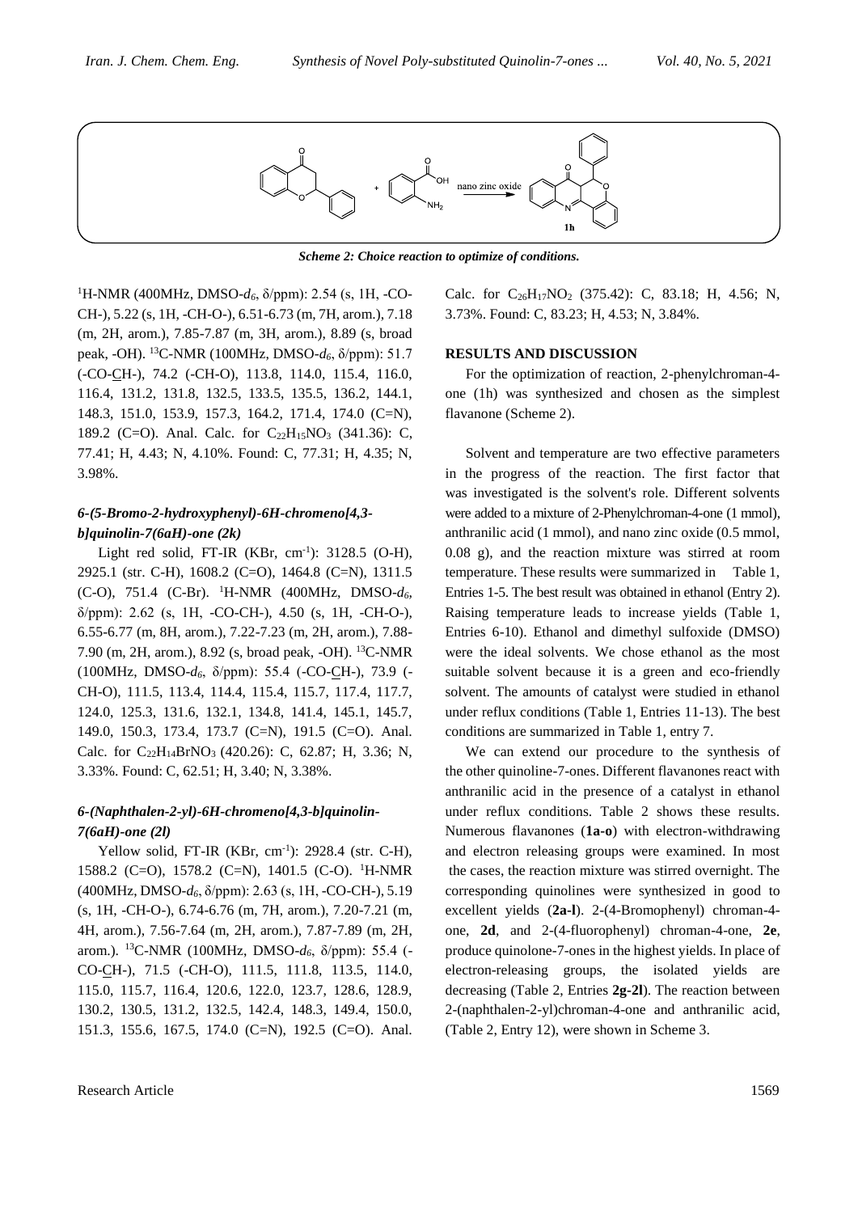Scheme 2: Choice reaction to optimize of conditions.

[1]H-NMR (400MHz, DMSO-$d_6$, δ/ppm): 2.54 (s, 1H, -CO-CH-), 5.22 (s, 1H, -CH-O-), 6.51-6.73 (m, 7H, arom.), 7.18 (m, 2H, arom.), 7.85-7.87 (m, 3H, arom.), 8.89 (s, broad peak, -OH). [13]C-NMR (100MHz, DMSO-$d_6$, δ/ppm): 51.7 (-CO-CH-), 74.2 (-CH-O), 113.8, 114.0, 115.4, 116.0, 116.4, 131.2, 131.8, 132.5, 133.5, 135.5, 136.2, 144.1, 148.3, 151.0, 153.9, 157.3, 164.2, 171.4, 174.0 (C=N), 189.2 (C=O). Anal. Calc. for $C_{22}H_{15}NO_3$ (341.36): C, 77.41; H, 4.43; N, 4.10%. Found: C, 77.31; H, 4.35; N, 3.98%.

### *6-(5-Bromo-2-hydroxyphenyl)-6H-chromeno[4,3-b]quinolin-7(6aH)-one (2k)*

Light red solid, FT-IR (KBr, $cm^{-1}$): 3128.5 (O-H), 2925.1 (str. C-H), 1608.2 (C=O), 1464.8 (C=N), 1311.5 (C-O), 751.4 (C-Br). [1]H-NMR (400MHz, DMSO-$d_6$, δ/ppm): 2.62 (s, 1H, -CO-CH-), 4.50 (s, 1H, -CH-O-), 6.55-6.77 (m, 8H, arom.), 7.22-7.23 (m, 2H, arom.), 7.88-7.90 (m, 2H, arom.), 8.92 (s, broad peak, -OH). [13]C-NMR (100MHz, DMSO-$d_6$, δ/ppm): 55.4 (-CO-CH-), 73.9 (-CH-O), 111.5, 113.4, 114.4, 115.4, 115.7, 117.4, 117.7, 124.0, 125.3, 131.6, 132.1, 134.8, 141.4, 145.1, 145.7, 149.0, 150.3, 173.4, 173.7 (C=N), 191.5 (C=O). Anal. Calc. for $C_{22}H_{14}BrNO_3$ (420.26): C, 62.87; H, 3.36; N, 3.33%. Found: C, 62.51; H, 3.40; N, 3.38%.

### *6-(Naphthalen-2-yl)-6H-chromeno[4,3-b]quinolin-7(6aH)-one (2l)*

Yellow solid, FT-IR (KBr, $cm^{-1}$): 2928.4 (str. C-H), 1588.2 (C=O), 1578.2 (C=N), 1401.5 (C-O). [1]H-NMR (400MHz, DMSO-$d_6$, δ/ppm): 2.63 (s, 1H, -CO-CH-), 5.19 (s, 1H, -CH-O-), 6.74-6.76 (m, 7H, arom.), 7.20-7.21 (m, 4H, arom.), 7.56-7.64 (m, 2H, arom.), 7.87-7.89 (m, 2H, arom.). [13]C-NMR (100MHz, DMSO-$d_6$, δ/ppm): 55.4 (-CO-CH-), 71.5 (-CH-O), 111.5, 111.8, 113.5, 114.0, 115.0, 115.7, 116.4, 120.6, 122.0, 123.7, 128.6, 128.9, 130.2, 130.5, 131.2, 132.5, 142.4, 148.3, 149.4, 150.0, 151.3, 155.6, 167.5, 174.0 (C=N), 192.5 (C=O). Anal. Calc. for $C_{26}H_{17}NO_2$ (375.42): C, 83.18; H, 4.56; N, 3.73%. Found: C, 83.23; H, 4.53; N, 3.84%.

## RESULTS AND DISCUSSION

For the optimization of reaction, 2-phenylchroman-4-one (1h) was synthesized and chosen as the simplest flavanone (Scheme 2).

Solvent and temperature are two effective parameters in the progress of the reaction. The first factor that was investigated is the solvent's role. Different solvents were added to a mixture of 2-Phenylchroman-4-one (1 mmol), anthranilic acid (1 mmol), and nano zinc oxide (0.5 mmol, 0.08 g), and the reaction mixture was stirred at room temperature. These results were summarized in Table 1, Entries 1-5. The best result was obtained in ethanol (Entry 2). Raising temperature leads to increase yields (Table 1, Entries 6-10). Ethanol and dimethyl sulfoxide (DMSO) were the ideal solvents. We chose ethanol as the most suitable solvent because it is a green and eco-friendly solvent. The amounts of catalyst were studied in ethanol under reflux conditions (Table 1, Entries 11-13). The best conditions are summarized in Table 1, entry 7.

We can extend our procedure to the synthesis of the other quinoline-7-ones. Different flavanones react with anthranilic acid in the presence of a catalyst in ethanol under reflux conditions. Table 2 shows these results. Numerous flavanones (**1a-o**) with electron-withdrawing and electron releasing groups were examined. In most the cases, the reaction mixture was stirred overnight. The corresponding quinolines were synthesized in good to excellent yields (**2a-l**). 2-(4-Bromophenyl) chroman-4-one, **2d**, and 2-(4-fluorophenyl) chroman-4-one, **2e**, produce quinolone-7-ones in the highest yields. In place of electron-releasing groups, the isolated yields are decreasing (Table 2, Entries **2g-2l**). The reaction between 2-(naphthalen-2-yl)chroman-4-one and anthranilic acid, (Table 2, Entry 12), were shown in Scheme 3.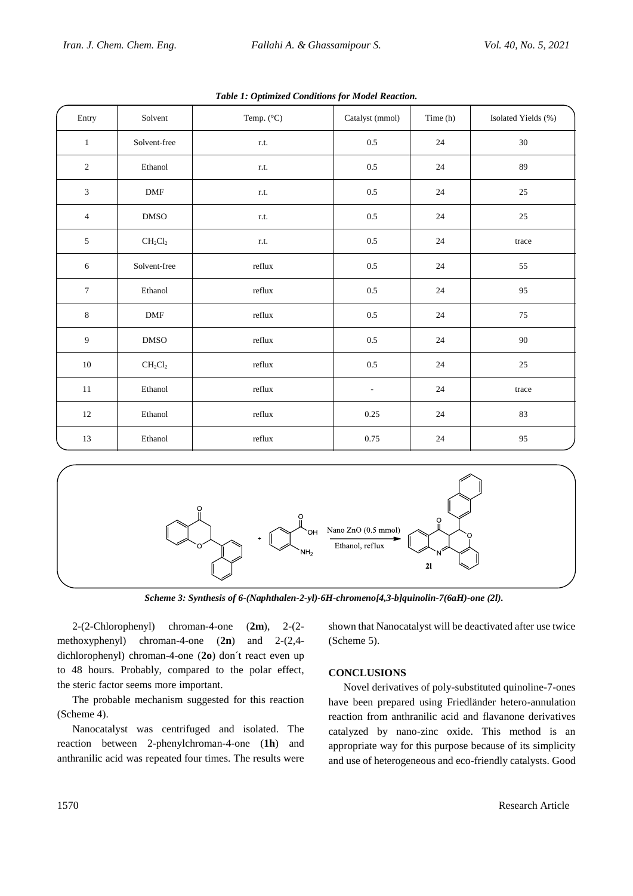*Table 1: Optimized Conditions for Model Reaction.*

| Entry | Solvent | Temp. (°C) | Catalyst (mmol) | Time (h) | Isolated Yields (%) |
|---|---|---|---|---|---|
| 1 | Solvent-free | r.t. | 0.5 | 24 | 30 |
| 2 | Ethanol | r.t. | 0.5 | 24 | 89 |
| 3 | DMF | r.t. | 0.5 | 24 | 25 |
| 4 | DMSO | r.t. | 0.5 | 24 | 25 |
| 5 | $CH_2Cl_2$ | r.t. | 0.5 | 24 | trace |
| 6 | Solvent-free | reflux | 0.5 | 24 | 55 |
| 7 | Ethanol | reflux | 0.5 | 24 | 95 |
| 8 | DMF | reflux | 0.5 | 24 | 75 |
| 9 | DMSO | reflux | 0.5 | 24 | 90 |
| 10 | $CH_2Cl_2$ | reflux | 0.5 | 24 | 25 |
| 11 | Ethanol | reflux | - | 24 | trace |
| 12 | Ethanol | reflux | 0.25 | 24 | 83 |
| 13 | Ethanol | reflux | 0.75 | 24 | 95 |

Nano ZnO (0.5 mmol)

Ethanol, reflux

2l

*Scheme 3: Synthesis of 6-(Naphthalen-2-yl)-6H-chromeno[4,3-b]quinolin-7(6aH)-one (2l).*

2-(2-Chlorophenyl) chroman-4-one (**2m**), 2-(2-methoxyphenyl) chroman-4-one (**2n**) and 2-(2,4-dichlorophenyl) chroman-4-one (**2o**) don´t react even up to 48 hours. Probably, compared to the polar effect, the steric factor seems more important.

The probable mechanism suggested for this reaction (Scheme 4).

Nanocatalyst was centrifuged and isolated. The reaction between 2-phenylchroman-4-one (**1h**) and anthranilic acid was repeated four times. The results were shown that Nanocatalyst will be deactivated after use twice (Scheme 5).

## CONCLUSIONS

Novel derivatives of poly-substituted quinoline-7-ones have been prepared using Friedländer hetero-annulation reaction from anthranilic acid and flavanone derivatives catalyzed by nano-zinc oxide. This method is an appropriate way for this purpose because of its simplicity and use of heterogeneous and eco-friendly catalysts. Good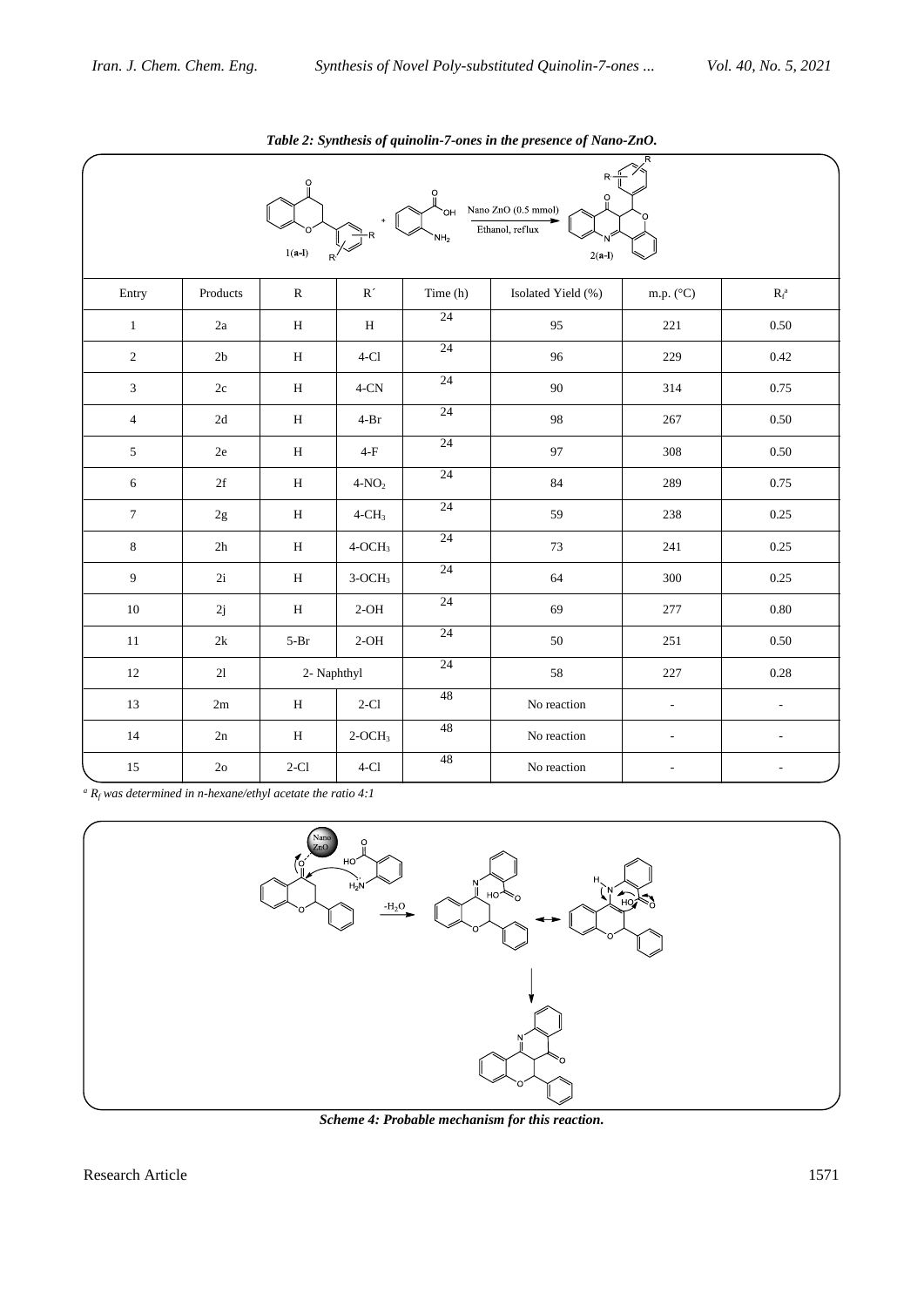***Table 2: Synthesis of quinolin-7-ones in the presence of Nano-ZnO.***

| Entry | Products | R | R´ | Time (h) | Isolated Yield (%) | m.p. (°C) | $R_f$[a] |
|---|---|---|---|---|---|---|---|
| 1 | 2a | H | H | 24 | 95 | 221 | 0.50 |
| 2 | 2b | H | 4-Cl | 24 | 96 | 229 | 0.42 |
| 3 | 2c | H | 4-CN | 24 | 90 | 314 | 0.75 |
| 4 | 2d | H | 4-Br | 24 | 98 | 267 | 0.50 |
| 5 | 2e | H | 4-F | 24 | 97 | 308 | 0.50 |
| 6 | 2f | H | 4-$NO_2$ | 24 | 84 | 289 | 0.75 |
| 7 | 2g | H | 4-$CH_3$ | 24 | 59 | 238 | 0.25 |
| 8 | 2h | H | 4-$OCH_3$ | 24 | 73 | 241 | 0.25 |
| 9 | 2i | H | 3-$OCH_3$ | 24 | 64 | 300 | 0.25 |
| 10 | 2j | H | 2-OH | 24 | 69 | 277 | 0.80 |
| 11 | 2k | 5-Br | 2-OH | 24 | 50 | 251 | 0.50 |
| 12 | 2l | 2- Naphthyl | | 24 | 58 | 227 | 0.28 |
| 13 | 2m | H | 2-Cl | 48 | No reaction | - | - |
| 14 | 2n | H | 2-$OCH_3$ | 48 | No reaction | - | - |
| 15 | 2o | 2-Cl | 4-Cl | 48 | No reaction | - | - |

*[a] $R_f$ was determined in n-hexane/ethyl acetate the ratio 4:1*

***Scheme 4: Probable mechanism for this reaction.***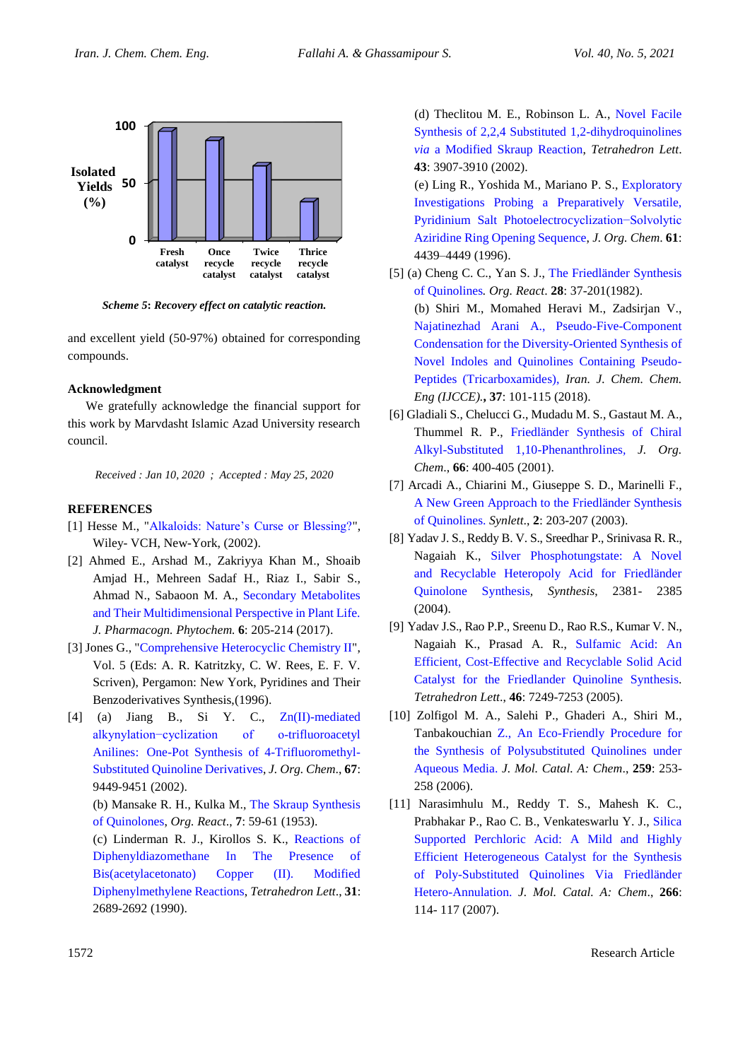Scheme 5: Recovery effect on catalytic reaction.

and excellent yield (50-97%) obtained for corresponding compounds.

### Acknowledgment

We gratefully acknowledge the financial support for this work by Marvdasht Islamic Azad University research council.

*Received : Jan 10, 2020 ; Accepted : May 25, 2020*

## REFERENCES

[1] Hesse M., "Alkaloids: Nature's Curse or Blessing?", Wiley- VCH, New-York, (2002).

[2] Ahmed E., Arshad M., Zakriyya Khan M., Shoaib Amjad H., Mehreen Sadaf H., Riaz I., Sabir S., Ahmad N., Sabaoon M. A., Secondary Metabolites and Their Multidimensional Perspective in Plant Life. *J. Pharmacogn. Phytochem.* **6**: 205-214 (2017).

[3] Jones G., "Comprehensive Heterocyclic Chemistry II", Vol. 5 (Eds: A. R. Katritzky, C. W. Rees, E. F. V. Scriven), Pergamon: New York, Pyridines and Their Benzoderivatives Synthesis,(1996).

[4] (a) Jiang B., Si Y. C., Zn(II)-mediated alkynylation−cyclization of o-trifluoroacetyl Anilines: One-Pot Synthesis of 4-Trifluoromethyl-Substituted Quinoline Derivatives, *J. Org. Chem.*, **67**: 9449-9451 (2002).

(b) Mansake R. H., Kulka M., The Skraup Synthesis of Quinolones, *Org. React.*, **7**: 59-61 (1953).

(c) Linderman R. J., Kirollos S. K., Reactions of Diphenyldiazomethane In The Presence of Bis(acetylacetonato) Copper (II). Modified Diphenylmethylene Reactions, *Tetrahedron Lett.*, **31**: 2689-2692 (1990).

(d) Theclitou M. E., Robinson L. A., Novel Facile Synthesis of 2,2,4 Substituted 1,2-dihydroquinolines *via* a Modified Skraup Reaction, *Tetrahedron Lett.* **43**: 3907-3910 (2002).

(e) Ling R., Yoshida M., Mariano P. S., Exploratory Investigations Probing a Preparatively Versatile, Pyridinium Salt Photoelectrocyclization−Solvolytic Aziridine Ring Opening Sequence, *J. Org. Chem.* **61**: 4439–4449 (1996).

[5] (a) Cheng C. C., Yan S. J., The Friedländer Synthesis of Quinolines. *Org. React.* **28**: 37-201(1982).

(b) Shiri M., Momahed Heravi M., Zadsirjan V., Najatinezhad Arani A., Pseudo-Five-Component Condensation for the Diversity-Oriented Synthesis of Novel Indoles and Quinolines Containing Pseudo-Peptides (Tricarboxamides), *Iran. J. Chem. Chem. Eng (IJCCE).*, **37**: 101-115 (2018).

[6] Gladiali S., Chelucci G., Mudadu M. S., Gastaut M. A., Thummel R. P., Friedländer Synthesis of Chiral Alkyl-Substituted 1,10-Phenanthrolines, *J. Org. Chem.*, **66**: 400-405 (2001).

[7] Arcadi A., Chiarini M., Giuseppe S. D., Marinelli F., A New Green Approach to the Friedländer Synthesis of Quinolines. *Synlett.*, **2**: 203-207 (2003).

[8] Yadav J. S., Reddy B. V. S., Sreedhar P., Srinivasa R. R., Nagaiah K., Silver Phosphotungstate: A Novel and Recyclable Heteropoly Acid for Friedländer Quinolone Synthesis, *Synthesis*, 2381- 2385 (2004).

[9] Yadav J.S., Rao P.P., Sreenu D., Rao R.S., Kumar V. N., Nagaiah K., Prasad A. R., Sulfamic Acid: An Efficient, Cost-Effective and Recyclable Solid Acid Catalyst for the Friedlander Quinoline Synthesis. *Tetrahedron Lett.*, **46**: 7249-7253 (2005).

[10] Zolfigol M. A., Salehi P., Ghaderi A., Shiri M., Tanbakouchian Z., An Eco-Friendly Procedure for the Synthesis of Polysubstituted Quinolines under Aqueous Media. *J. Mol. Catal. A: Chem.*, **259**: 253-258 (2006).

[11] Narasimhulu M., Reddy T. S., Mahesh K. C., Prabhakar P., Rao C. B., Venkateswarlu Y. J., Silica Supported Perchloric Acid: A Mild and Highly Efficient Heterogeneous Catalyst for the Synthesis of Poly-Substituted Quinolines Via Friedländer Hetero-Annulation. *J. Mol. Catal. A: Chem.*, **266**: 114- 117 (2007).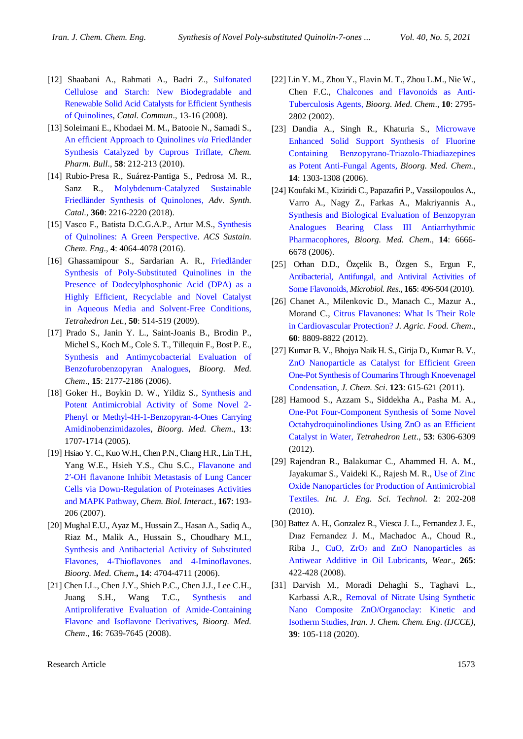[12] Shaabani A., Rahmati A., Badri Z., Sulfonated Cellulose and Starch: New Biodegradable and Renewable Solid Acid Catalysts for Efficient Synthesis of Quinolines, *Catal. Commun*., 13-16 (2008).

[13] Soleimani E., Khodaei M. M., Batooie N., Samadi S., An efficient Approach to Quinolines *via* Friedländer Synthesis Catalyzed by Cuprous Triflate, *Chem. Pharm. Bull*., **58**: 212-213 (2010).

[14] Rubio‐Presa R., Suárez‐Pantiga S., Pedrosa M. R., Sanz R., Molybdenum‐Catalyzed Sustainable Friedländer Synthesis of Quinolones, *Adv. Synth. Catal.,* **360**: 2216-2220 (2018).

[15] Vasco F., Batista D.C.G.A.P., Artur M.S., Synthesis of Quinolines: A Green Perspective. *ACS Sustain. Chem. Eng*., **4**: 4064-4078 (2016).

[16] Ghassamipour S., Sardarian A. R., Friedländer Synthesis of Poly-Substituted Quinolines in the Presence of Dodecylphosphonic Acid (DPA) as a Highly Efficient, Recyclable and Novel Catalyst in Aqueous Media and Solvent-Free Conditions, *Tetrahedron Let.,* **50**: 514-519 (2009).

[17] Prado S., Janin Y. L., Saint-Joanis B., Brodin P., Michel S., Koch M., Cole S. T., Tillequin F., Bost P. E., Synthesis and Antimycobacterial Evaluation of Benzofurobenzopyran Analogues, *Bioorg. Med. Chem*., **15**: 2177-2186 (2006).

[18] Goker H., Boykin D. W., Yildiz S., Synthesis and Potent Antimicrobial Activity of Some Novel 2-Phenyl or Methyl-4H-1-Benzopyran-4-Ones Carrying Amidinobenzimidazoles, *Bioorg. Med. Chem*., **13**: 1707-1714 (2005).

[19] Hsiao Y. C., Kuo W.H., Chen P.N., Chang H.R., Lin T.H., Yang W.E., Hsieh Y.S., Chu S.C., Flavanone and 2′-OH flavanone Inhibit Metastasis of Lung Cancer Cells via Down-Regulation of Proteinases Activities and MAPK Pathway, *Chem. Biol. Interact.,* **167**: 193-206 (2007).

[20] Mughal E.U., Ayaz M., Hussain Z., Hasan A., Sadiq A., Riaz M., Malik A., Hussain S., Choudhary M.I., Synthesis and Antibacterial Activity of Substituted Flavones, 4-Thioflavones and 4-Iminoflavones. *Bioorg. Med. Chem*.**,** **14**: 4704-4711 (2006).

[21] Chen I.L., Chen J.Y., Shieh P.C., Chen J.J., Lee C.H., Juang S.H., Wang T.C., Synthesis and Antiproliferative Evaluation of Amide-Containing Flavone and Isoflavone Derivatives, *Bioorg. Med. Chem*., **16**: 7639-7645 (2008).

[22] Lin Y. M., Zhou Y., Flavin M. T., Zhou L.M., Nie W., Chen F.C., Chalcones and Flavonoids as Anti-Tuberculosis Agents, *Bioorg. Med. Chem*., **10**: 2795-2802 (2002).

[23] Dandia A., Singh R., Khaturia S., Microwave Enhanced Solid Support Synthesis of Fluorine Containing Benzopyrano-Triazolo-Thiadiazepines as Potent Anti-Fungal Agents, *Bioorg. Med. Chem.*, **14**: 1303-1308 (2006).

[24] Koufaki M., Kiziridi C., Papazafiri P., Vassilopoulos A., Varro A., Nagy Z., Farkas A., Makriyannis A., Synthesis and Biological Evaluation of Benzopyran Analogues Bearing Class III Antiarrhythmic Pharmacophores, *Bioorg. Med. Chem.*, **14**: 6666-6678 (2006).

[25] Orhan D.D., Özçelik B., Özgen S., Ergun F., Antibacterial, Antifungal, and Antiviral Activities of Some Flavonoids, *Microbiol. Res*., **165**: 496-504 (2010).

[26] Chanet A., Milenkovic D., Manach C., Mazur A., Morand C., Citrus Flavanones: What Is Their Role in Cardiovascular Protection? *J. Agric. Food. Chem*., **60**: 8809-8822 (2012).

[27] Kumar B. V., Bhojya Naik H. S., Girija D., Kumar B. V., ZnO Nanoparticle as Catalyst for Efficient Green One-Pot Synthesis of Coumarins Through Knoevenagel Condensation, *J. Chem. Sci*. **123**: 615-621 (2011).

[28] Hamood S., Azzam S., Siddekha A., Pasha M. A., One-Pot Four-Component Synthesis of Some Novel Octahydroquinolindiones Using ZnO as an Efficient Catalyst in Water, *Tetrahedron Lett*., **53**: 6306-6309 (2012).

[29] Rajendran R., Balakumar C., Ahammed H. A. M., Jayakumar S., Vaideki K., Rajesh M. R., Use of Zinc Oxide Nanoparticles for Production of Antimicrobial Textiles. *Int. J. Eng. Sci. Technol.* **2**: 202-208 (2010).

[30] Battez A. H., Gonzalez R., Viesca J. L., Fernandez J. E., Dıaz Fernandez J. M., Machadoc A., Choud R., Riba J., CuO, $ZrO_2$ and ZnO Nanoparticles as Antiwear Additive in Oil Lubricants, *Wear*., **265**: 422-428 (2008).

[31] Darvish M., Moradi Dehaghi S., Taghavi L., Karbassi A.R., Removal of Nitrate Using Synthetic Nano Composite ZnO/Organoclay: Kinetic and Isotherm Studies, *Iran. J. Chem. Chem. Eng. (IJCCE),* **39**: 105-118 (2020).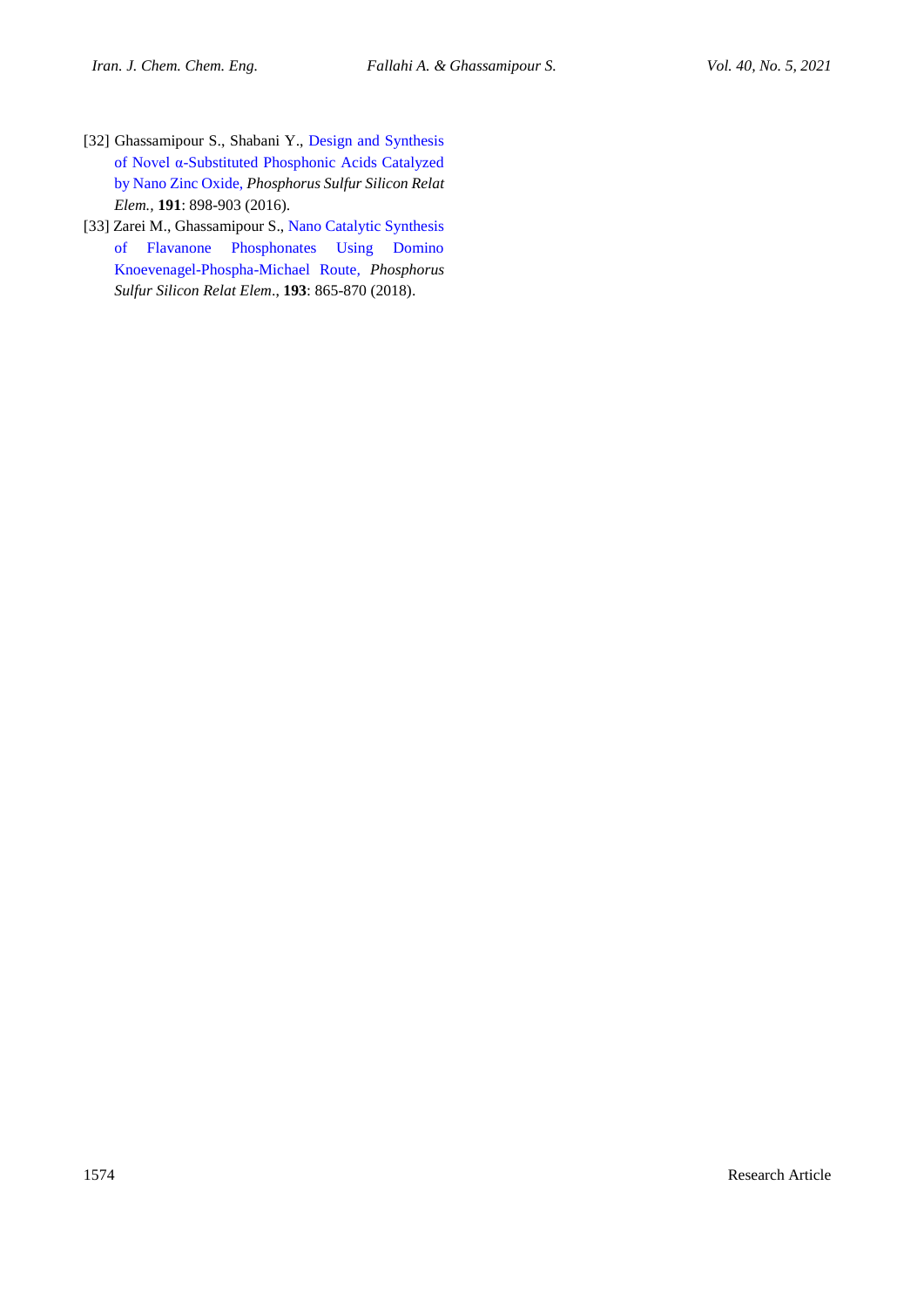[32] Ghassamipour S., Shabani Y., Design and Synthesis of Novel α-Substituted Phosphonic Acids Catalyzed by Nano Zinc Oxide, *Phosphorus Sulfur Silicon Relat Elem.*, **191**: 898-903 (2016).

[33] Zarei M., Ghassamipour S., Nano Catalytic Synthesis of Flavanone Phosphonates Using Domino Knoevenagel-Phospha-Michael Route, *Phosphorus Sulfur Silicon Relat Elem*., **193**: 865-870 (2018).